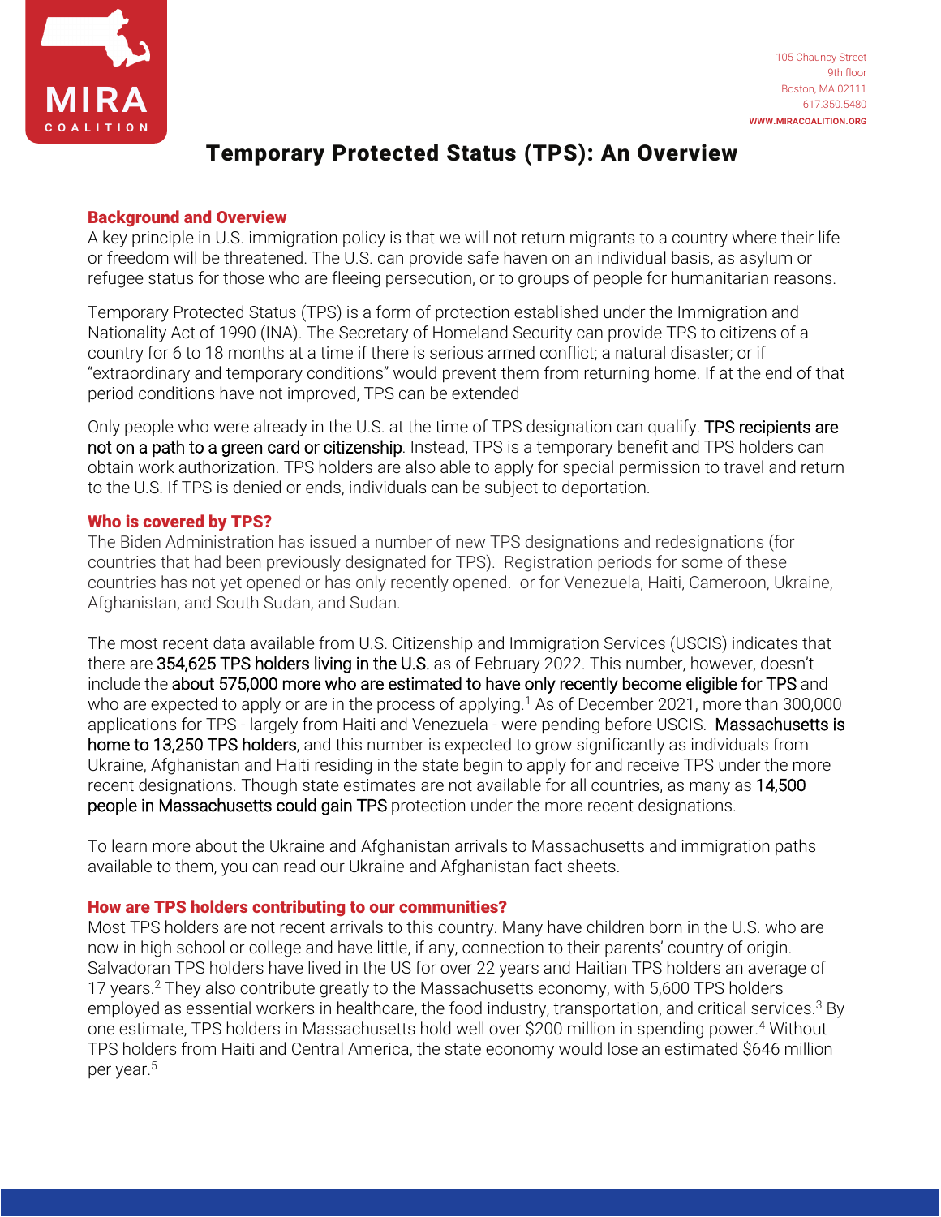# Temporary Protected Status (TPS): An Overview

105 Chauncy Street
9th floor
Boston, MA 02111
617.350.5480
WWW.MIRACOALITION.ORG

## Background and Overview

A key principle in U.S. immigration policy is that we will not return migrants to a country where their life or freedom will be threatened. The U.S. can provide safe haven on an individual basis, as asylum or refugee status for those who are fleeing persecution, or to groups of people for humanitarian reasons.

Temporary Protected Status (TPS) is a form of protection established under the Immigration and Nationality Act of 1990 (INA). The Secretary of Homeland Security can provide TPS to citizens of a country for 6 to 18 months at a time if there is serious armed conflict; a natural disaster; or if "extraordinary and temporary conditions" would prevent them from returning home. If at the end of that period conditions have not improved, TPS can be extended

Only people who were already in the U.S. at the time of TPS designation can qualify. TPS recipients are not on a path to a green card or citizenship. Instead, TPS is a temporary benefit and TPS holders can obtain work authorization. TPS holders are also able to apply for special permission to travel and return to the U.S. If TPS is denied or ends, individuals can be subject to deportation.

## Who is covered by TPS?

The Biden Administration has issued a number of new TPS designations and redesignations (for countries that had been previously designated for TPS). Registration periods for some of these countries has not yet opened or has only recently opened. or for Venezuela, Haiti, Cameroon, Ukraine, Afghanistan, and South Sudan, and Sudan.

The most recent data available from U.S. Citizenship and Immigration Services (USCIS) indicates that there are 354,625 TPS holders living in the U.S. as of February 2022. This number, however, doesn't include the about 575,000 more who are estimated to have only recently become eligible for TPS and who are expected to apply or are in the process of applying.[1] As of December 2021, more than 300,000 applications for TPS - largely from Haiti and Venezuela - were pending before USCIS. Massachusetts is home to 13,250 TPS holders, and this number is expected to grow significantly as individuals from Ukraine, Afghanistan and Haiti residing in the state begin to apply for and receive TPS under the more recent designations. Though state estimates are not available for all countries, as many as 14,500 people in Massachusetts could gain TPS protection under the more recent designations.

To learn more about the Ukraine and Afghanistan arrivals to Massachusetts and immigration paths available to them, you can read our Ukraine and Afghanistan fact sheets.

## How are TPS holders contributing to our communities?

Most TPS holders are not recent arrivals to this country. Many have children born in the U.S. who are now in high school or college and have little, if any, connection to their parents' country of origin. Salvadoran TPS holders have lived in the US for over 22 years and Haitian TPS holders an average of 17 years.[2] They also contribute greatly to the Massachusetts economy, with 5,600 TPS holders employed as essential workers in healthcare, the food industry, transportation, and critical services.[3] By one estimate, TPS holders in Massachusetts hold well over $200 million in spending power.[4] Without TPS holders from Haiti and Central America, the state economy would lose an estimated $646 million per year.[5]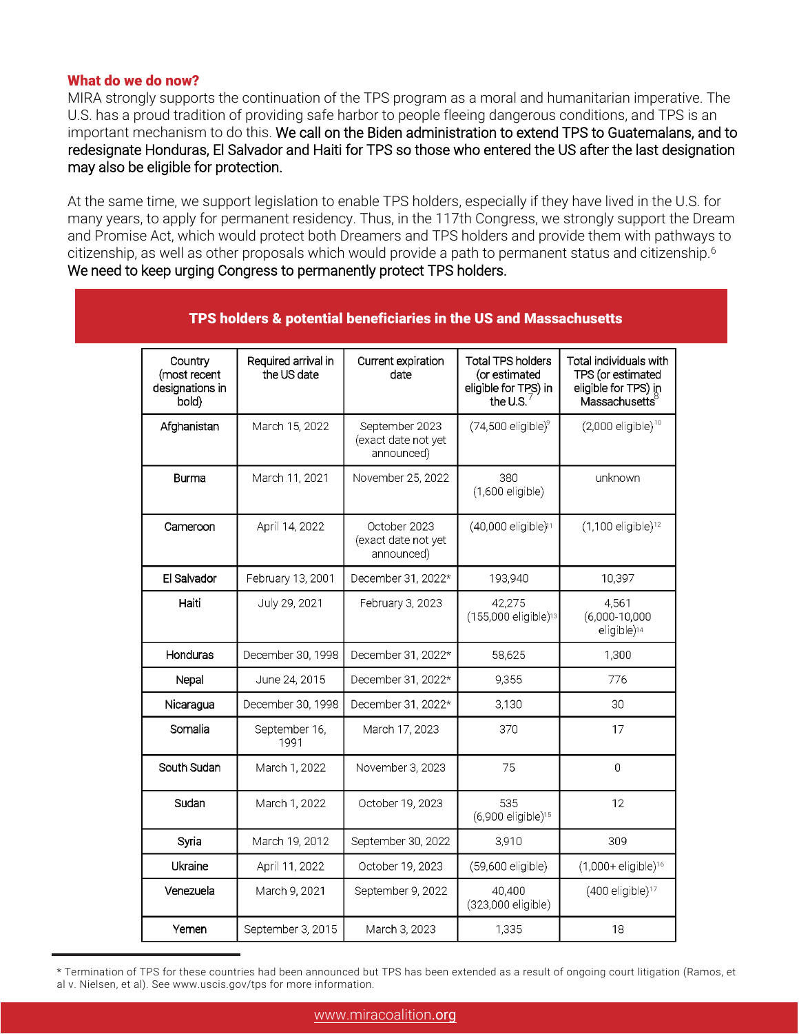## What do we do now?

MIRA strongly supports the continuation of the TPS program as a moral and humanitarian imperative. The U.S. has a proud tradition of providing safe harbor to people fleeing dangerous conditions, and TPS is an important mechanism to do this. We call on the Biden administration to extend TPS to Guatemalans, and to redesignate Honduras, El Salvador and Haiti for TPS so those who entered the US after the last designation may also be eligible for protection.

At the same time, we support legislation to enable TPS holders, especially if they have lived in the U.S. for many years, to apply for permanent residency. Thus, in the 117th Congress, we strongly support the Dream and Promise Act, which would protect both Dreamers and TPS holders and provide them with pathways to citizenship, as well as other proposals which would provide a path to permanent status and citizenship.[6] We need to keep urging Congress to permanently protect TPS holders.

**TPS holders & potential beneficiaries in the US and Massachusetts**

| Country (most recent designations in bold) | Required arrival in the US date | Current expiration date | Total TPS holders (or estimated eligible for TPS) in the U.S.[7] | Total individuals with TPS (or estimated eligible for TPS) in Massachusetts[8] |
|---|---|---|---|---|
| Afghanistan | March 15, 2022 | September 2023 (exact date not yet announced) | (74,500 eligible)[9] | (2,000 eligible)[10] |
| Burma | March 11, 2021 | November 25, 2022 | 380 (1,600 eligible) | unknown |
| Cameroon | April 14, 2022 | October 2023 (exact date not yet announced) | (40,000 eligible)[11] | (1,100 eligible)[12] |
| El Salvador | February 13, 2001 | December 31, 2022* | 193,940 | 10,397 |
| Haiti | July 29, 2021 | February 3, 2023 | 42,275 (155,000 eligible)[13] | 4,561 (6,000-10,000 eligible)[14] |
| Honduras | December 30, 1998 | December 31, 2022* | 58,625 | 1,300 |
| Nepal | June 24, 2015 | December 31, 2022* | 9,355 | 776 |
| Nicaragua | December 30, 1998 | December 31, 2022* | 3,130 | 30 |
| Somalia | September 16, 1991 | March 17, 2023 | 370 | 17 |
| South Sudan | March 1, 2022 | November 3, 2023 | 75 | 0 |
| Sudan | March 1, 2022 | October 19, 2023 | 535 (6,900 eligible)[15] | 12 |
| Syria | March 19, 2012 | September 30, 2022 | 3,910 | 309 |
| Ukraine | April 11, 2022 | October 19, 2023 | (59,600 eligible) | (1,000+ eligible)[16] |
| Venezuela | March 9, 2021 | September 9, 2022 | 40,400 (323,000 eligible) | (400 eligible)[17] |
| Yemen | September 3, 2015 | March 3, 2023 | 1,335 | 18 |

* Termination of TPS for these countries had been announced but TPS has been extended as a result of ongoing court litigation (Ramos, et al v. Nielsen, et al). See www.uscis.gov/tps for more information.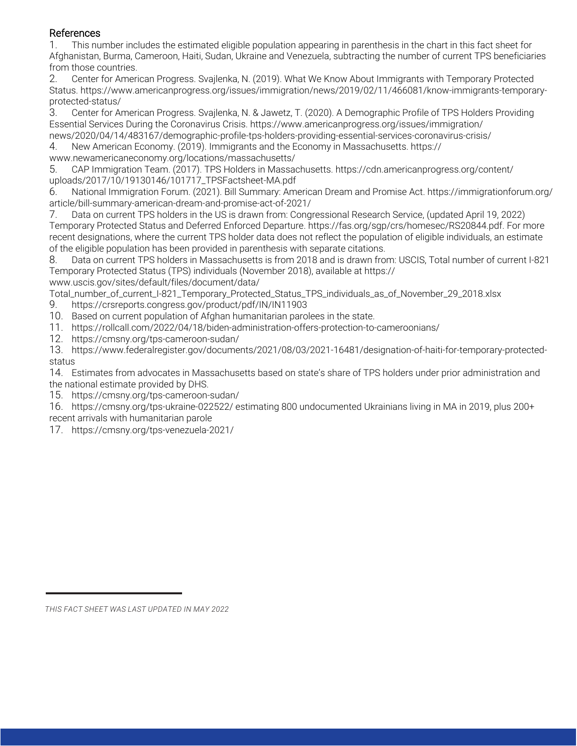## References

1. This number includes the estimated eligible population appearing in parenthesis in the chart in this fact sheet for Afghanistan, Burma, Cameroon, Haiti, Sudan, Ukraine and Venezuela, subtracting the number of current TPS beneficiaries from those countries.
2. Center for American Progress. Svajlenka, N. (2019). What We Know About Immigrants with Temporary Protected Status. https://www.americanprogress.org/issues/immigration/news/2019/02/11/466081/know-immigrants-temporary-protected-status/
3. Center for American Progress. Svajlenka, N. & Jawetz, T. (2020). A Demographic Profile of TPS Holders Providing Essential Services During the Coronavirus Crisis. https://www.americanprogress.org/issues/immigration/news/2020/04/14/483167/demographic-profile-tps-holders-providing-essential-services-coronavirus-crisis/
4. New American Economy. (2019). Immigrants and the Economy in Massachusetts. https://www.newamericaneconomy.org/locations/massachusetts/
5. CAP Immigration Team. (2017). TPS Holders in Massachusetts. https://cdn.americanprogress.org/content/uploads/2017/10/19130146/101717_TPSFactsheet-MA.pdf
6. National Immigration Forum. (2021). Bill Summary: American Dream and Promise Act. https://immigrationforum.org/article/bill-summary-american-dream-and-promise-act-of-2021/
7. Data on current TPS holders in the US is drawn from: Congressional Research Service, (updated April 19, 2022) Temporary Protected Status and Deferred Enforced Departure. https://fas.org/sgp/crs/homesec/RS20844.pdf. For more recent designations, where the current TPS holder data does not reflect the population of eligible individuals, an estimate of the eligible population has been provided in parenthesis with separate citations.
8. Data on current TPS holders in Massachusetts is from 2018 and is drawn from: USCIS, Total number of current I-821 Temporary Protected Status (TPS) individuals (November 2018), available at https://www.uscis.gov/sites/default/files/document/data/Total_number_of_current_I-821_Temporary_Protected_Status_TPS_individuals_as_of_November_29_2018.xlsx
9. https://crsreports.congress.gov/product/pdf/IN/IN11903
10. Based on current population of Afghan humanitarian parolees in the state.
11. https://rollcall.com/2022/04/18/biden-administration-offers-protection-to-cameroonians/
12. https://cmsny.org/tps-cameroon-sudan/
13. https://www.federalregister.gov/documents/2021/08/03/2021-16481/designation-of-haiti-for-temporary-protected-status
14. Estimates from advocates in Massachusetts based on state's share of TPS holders under prior administration and the national estimate provided by DHS.
15. https://cmsny.org/tps-cameroon-sudan/
16. https://cmsny.org/tps-ukraine-022522/ estimating 800 undocumented Ukrainians living in MA in 2019, plus 200+ recent arrivals with humanitarian parole
17. https://cmsny.org/tps-venezuela-2021/

*THIS FACT SHEET WAS LAST UPDATED IN MAY 2022*